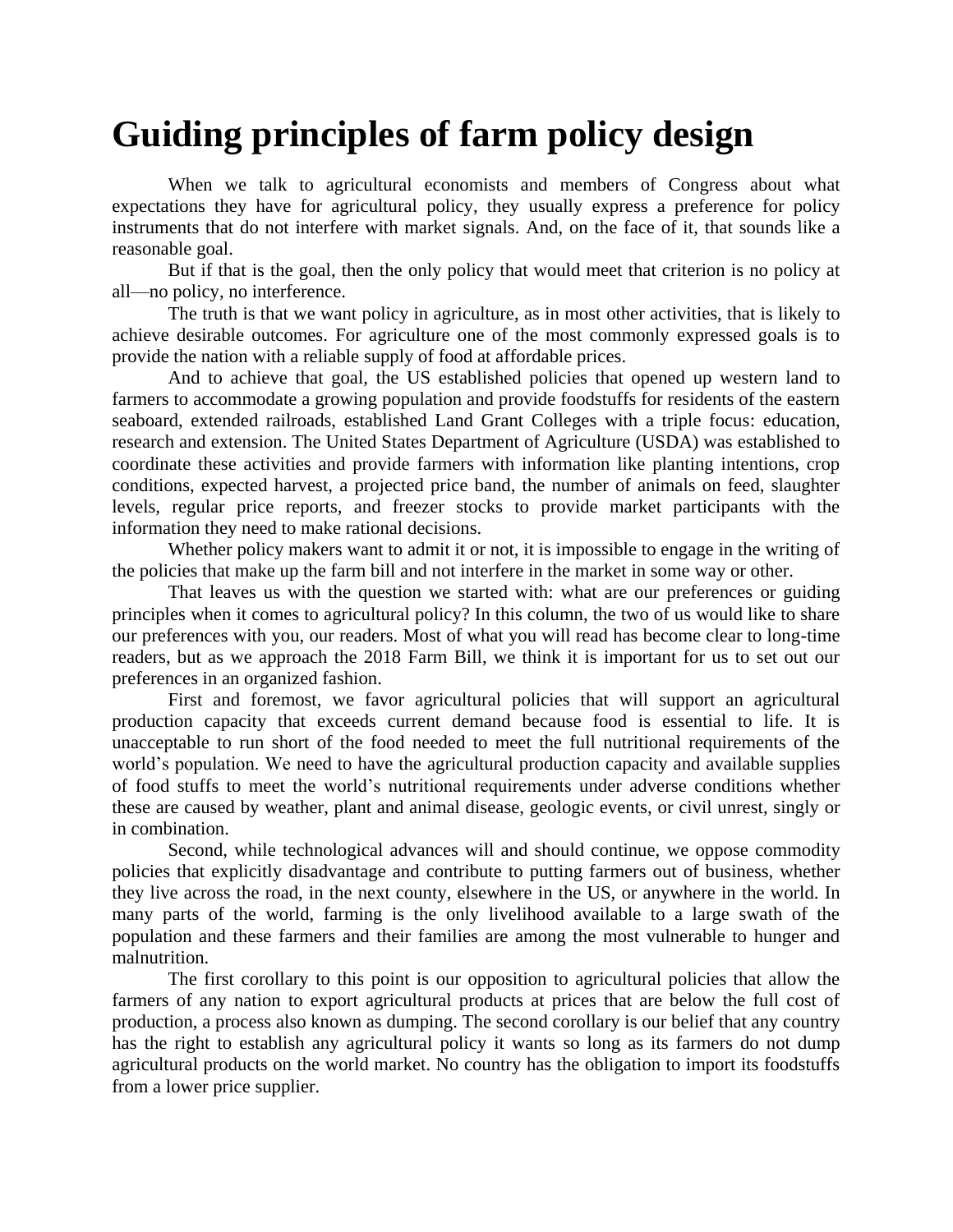# Guiding principles of farm policy design

When we talk to agricultural economists and members of Congress about what expectations they have for agricultural policy, they usually express a preference for policy instruments that do not interfere with market signals. And, on the face of it, that sounds like a reasonable goal.

But if that is the goal, then the only policy that would meet that criterion is no policy at all—no policy, no interference.

The truth is that we want policy in agriculture, as in most other activities, that is likely to achieve desirable outcomes. For agriculture one of the most commonly expressed goals is to provide the nation with a reliable supply of food at affordable prices.

And to achieve that goal, the US established policies that opened up western land to farmers to accommodate a growing population and provide foodstuffs for residents of the eastern seaboard, extended railroads, established Land Grant Colleges with a triple focus: education, research and extension. The United States Department of Agriculture (USDA) was established to coordinate these activities and provide farmers with information like planting intentions, crop conditions, expected harvest, a projected price band, the number of animals on feed, slaughter levels, regular price reports, and freezer stocks to provide market participants with the information they need to make rational decisions.

Whether policy makers want to admit it or not, it is impossible to engage in the writing of the policies that make up the farm bill and not interfere in the market in some way or other.

That leaves us with the question we started with: what are our preferences or guiding principles when it comes to agricultural policy? In this column, the two of us would like to share our preferences with you, our readers. Most of what you will read has become clear to long-time readers, but as we approach the 2018 Farm Bill, we think it is important for us to set out our preferences in an organized fashion.

First and foremost, we favor agricultural policies that will support an agricultural production capacity that exceeds current demand because food is essential to life. It is unacceptable to run short of the food needed to meet the full nutritional requirements of the world's population. We need to have the agricultural production capacity and available supplies of food stuffs to meet the world's nutritional requirements under adverse conditions whether these are caused by weather, plant and animal disease, geologic events, or civil unrest, singly or in combination.

Second, while technological advances will and should continue, we oppose commodity policies that explicitly disadvantage and contribute to putting farmers out of business, whether they live across the road, in the next county, elsewhere in the US, or anywhere in the world. In many parts of the world, farming is the only livelihood available to a large swath of the population and these farmers and their families are among the most vulnerable to hunger and malnutrition.

The first corollary to this point is our opposition to agricultural policies that allow the farmers of any nation to export agricultural products at prices that are below the full cost of production, a process also known as dumping. The second corollary is our belief that any country has the right to establish any agricultural policy it wants so long as its farmers do not dump agricultural products on the world market. No country has the obligation to import its foodstuffs from a lower price supplier.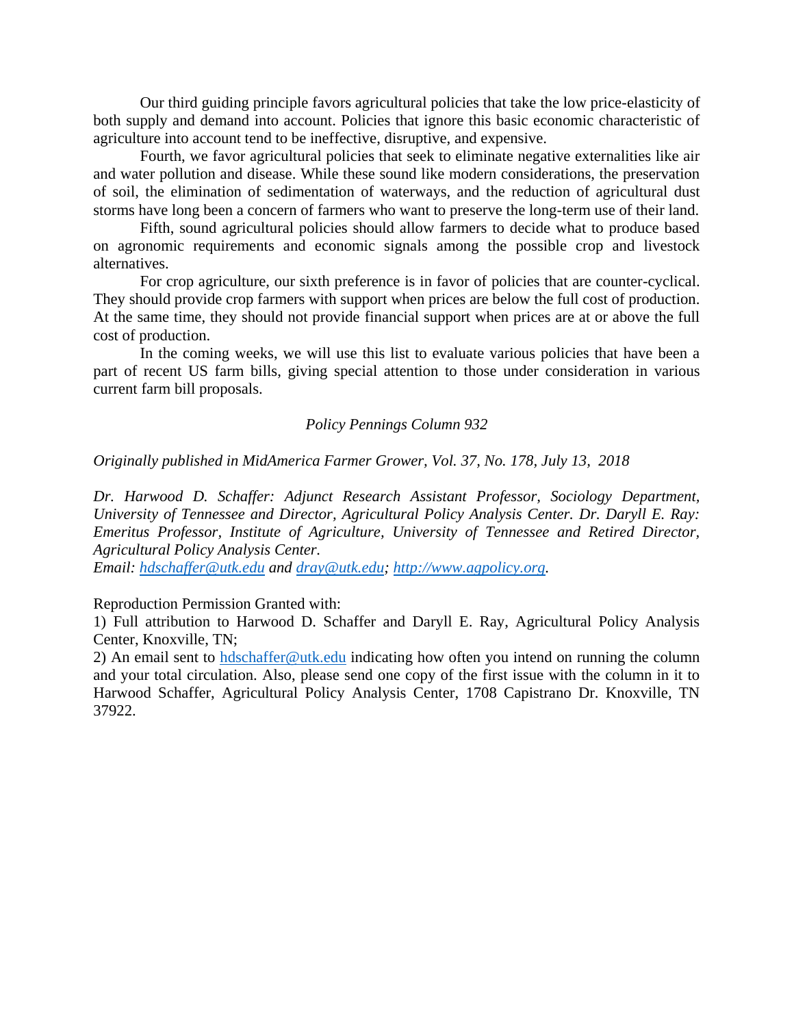Our third guiding principle favors agricultural policies that take the low price-elasticity of both supply and demand into account. Policies that ignore this basic economic characteristic of agriculture into account tend to be ineffective, disruptive, and expensive.

Fourth, we favor agricultural policies that seek to eliminate negative externalities like air and water pollution and disease. While these sound like modern considerations, the preservation of soil, the elimination of sedimentation of waterways, and the reduction of agricultural dust storms have long been a concern of farmers who want to preserve the long-term use of their land.

Fifth, sound agricultural policies should allow farmers to decide what to produce based on agronomic requirements and economic signals among the possible crop and livestock alternatives.

For crop agriculture, our sixth preference is in favor of policies that are counter-cyclical. They should provide crop farmers with support when prices are below the full cost of production. At the same time, they should not provide financial support when prices are at or above the full cost of production.

In the coming weeks, we will use this list to evaluate various policies that have been a part of recent US farm bills, giving special attention to those under consideration in various current farm bill proposals.

*Policy Pennings Column 932*

*Originally published in MidAmerica Farmer Grower, Vol. 37, No. 178, July 13, 2018*

*Dr. Harwood D. Schaffer: Adjunct Research Assistant Professor, Sociology Department, University of Tennessee and Director, Agricultural Policy Analysis Center. Dr. Daryll E. Ray: Emeritus Professor, Institute of Agriculture, University of Tennessee and Retired Director, Agricultural Policy Analysis Center.*
*Email: hdschaffer@utk.edu and dray@utk.edu; http://www.agpolicy.org.*

Reproduction Permission Granted with:
1) Full attribution to Harwood D. Schaffer and Daryll E. Ray, Agricultural Policy Analysis Center, Knoxville, TN;
2) An email sent to hdschaffer@utk.edu indicating how often you intend on running the column and your total circulation. Also, please send one copy of the first issue with the column in it to Harwood Schaffer, Agricultural Policy Analysis Center, 1708 Capistrano Dr. Knoxville, TN 37922.